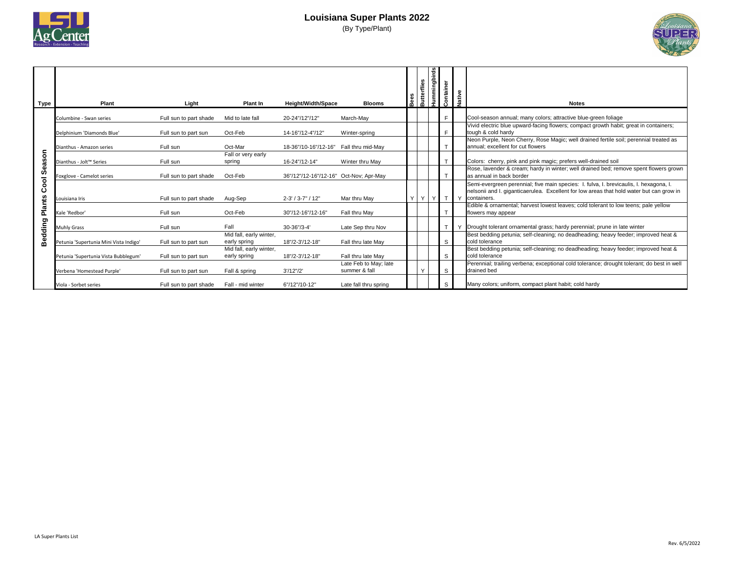# Louisiana Super Plants 2022

(By Type/Plant)

| Type | Plant | Light | Plant In | Height/Width/Space | Blooms | Bees | Butterflies | Hummingbirds | Container | Native | Notes |
|---|---|---|---|---|---|---|---|---|---|---|---|
| Bedding Plants Cool Season | Columbine - Swan series | Full sun to part shade | Mid to late fall | 20-24"/12"/12" | March-May | | | | F | | Cool-season annual; many colors; attractive blue-green foliage |
| | Delphinium 'Diamonds Blue' | Full sun to part sun | Oct-Feb | 14-16"/12-4"/12" | Winter-spring | | | | F | | Vivid electric blue upward-facing flowers; compact growth habit; great in containers; tough & cold hardy |
| | Dianthus - Amazon series | Full sun | Oct-Mar | 18-36"/10-16"/12-16" | Fall thru mid-May | | | | T | | Neon Purple, Neon Cherry, Rose Magic; well drained fertile soil; perennial treated as annual; excellent for cut flowers |
| | Dianthus - Jolt™ Series | Full sun | Fall or very early spring | 16-24"/12-14" | Winter thru May | | | | T | | Colors: cherry, pink and pink magic; prefers well-drained soil |
| | Foxglove - Camelot series | Full sun to part shade | Oct-Feb | 36"/12"/12-16"/12-16" | Oct-Nov; Apr-May | | | | T | | Rose, lavender & cream; hardy in winter; well drained bed; remove spent flowers grown as annual in back border |
| | Louisiana Iris | Full sun to part shade | Aug-Sep | 2-3' / 3-7" / 12" | Mar thru May | Y | Y | Y | T | Y | Semi-evergreen perennial; five main species: I. fulva, I. brevicaulis, I. hexagona, I. nelsonii and I. giganticaerulea. Excellent for low areas that hold water but can grow in containers. |
| | Kale 'Redbor' | Full sun | Oct-Feb | 30"/12-16"/12-16" | Fall thru May | | | | T | | Edible & ornamental; harvest lowest leaves; cold tolerant to low teens; pale yellow flowers may appear |
| | Muhly Grass | Full sun | Fall | 30-36"/3-4' | Late Sep thru Nov | | | | T | Y | Drought tolerant ornamental grass; hardy perennial; prune in late winter |
| | Petunia 'Supertunia Mini Vista Indigo' | Full sun to part sun | Mid fall, early winter, early spring | 18"/2-3'/12-18" | Fall thru late May | | | | S | | Best bedding petunia; self-cleaning; no deadheading; heavy feeder; improved heat & cold tolerance |
| | Petunia 'Supertunia Vista Bubblegum' | Full sun to part sun | Mid fall, early winter, early spring | 18"/2-3'/12-18" | Fall thru late May | | | | S | | Best bedding petunia; self-cleaning; no deadheading; heavy feeder; improved heat & cold tolerance |
| | Verbena 'Homestead Purple' | Full sun to part sun | Fall & spring | 3'/12"/2' | Late Feb to May; late summer & fall | | Y | | S | | Perennial; trailing verbena; exceptional cold tolerance; drought tolerant; do best in well drained bed |
| | Viola - Sorbet series | Full sun to part shade | Fall - mid winter | 6"/12"/10-12" | Late fall thru spring | | | | S | | Many colors; uniform, compact plant habit; cold hardy |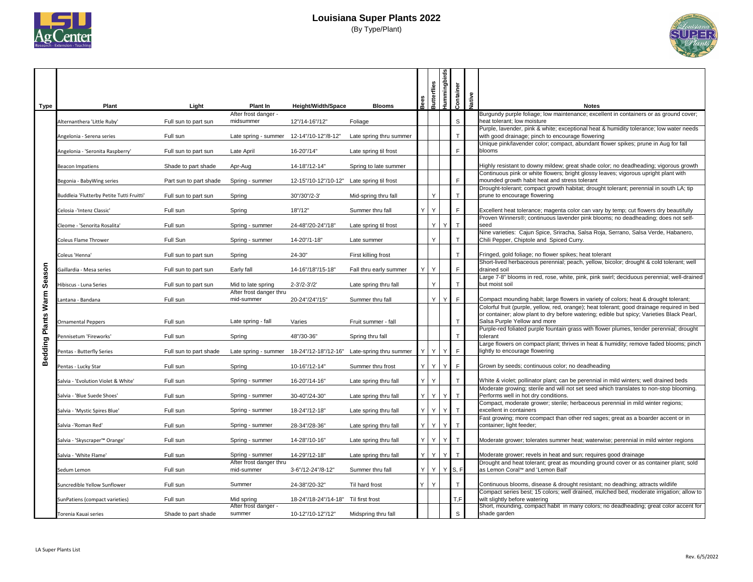# Louisiana Super Plants 2022

(By Type/Plant)

| Type | Plant | Light | Plant In | Height/Width/Space | Blooms | Bees | Butterflies | Hummingbirds | Container | Native | Notes |
|---|---|---|---|---|---|---|---|---|---|---|---|
| Bedding Plants Warm Season | Alternanthera 'Little Ruby' | Full sun to part sun | After frost danger - midsummer | 12"/14-16"/12" | Foliage | | | | S | | Burgundy purple foliage; low maintenance; excellent in containers or as ground cover; heat tolerant; low moisture |
| | Angelonia - Serena series | Full sun | Late spring - summer | 12-14"/10-12"/8-12" | Late spring thru summer | | | | T | | Purple, lavender, pink & white; exceptional heat & humidity tolerance; low water needs with good drainage; pinch to encourage flowering |
| | Angelonia - 'Seronita Raspberry' | Full sun to part sun | Late April | 16-20"/14" | Late spring til frost | | | | F | | Unique pink/lavender color; compact, abundant flower spikes; prune in Aug for fall blooms |
| | Beacon Impatiens | Shade to part shade | Apr-Aug | 14-18"/12-14" | Spring to late summer | | | | | | Highly resistant to downy mildew; great shade color; no deadheading; vigorous growth |
| | Begonia - BabyWing series | Part sun to part shade | Spring - summer | 12-15"/10-12"/10-12" | Late spring til frost | | | | F | | Continuous pink or white flowers; bright glossy leaves; vigorous upright plant with mounded growth habit heat and stress tolerant |
| | Buddleia 'Flutterby Petite Tutti Fruitti' | Full sun to part sun | Spring | 30"/30"/2-3' | Mid-spring thru fall | | Y | | T | | Drought-tolerant; compact growth habitat; drought tolerant; perennial in south LA; tip prune to encourage flowering |
| | Celosia -'Intenz Classic' | Full sun | Spring | 18"/12" | Summer thru fall | Y | Y | | F | | Excellent heat tolerance; magenta color can vary by temp; cut flowers dry beautifully |
| | Cleome - 'Senorita Rosalita' | Full sun | Spring - summer | 24-48"/20-24"/18" | Late spring til frost | | Y | Y | T | | Proven Winners®; continuous lavender pink blooms; no deadheading; does not self-seed |
| | Coleus Flame Thrower | Full Sun | Spring - summer | 14-20"/1-18" | Late summer | | Y | | T | | Nine varieties: Cajun Spice, Sriracha, Salsa Roja, Serrano, Salsa Verde, Habanero, Chili Pepper, Chiptole and Spiced Curry. |
| | Coleus 'Henna' | Full sun to part sun | Spring | 24-30" | First killing frost | | | | T | | Fringed, gold foliage; no flower spikes; heat tolerant |
| | Gaillardia - Mesa series | Full sun to part sun | Early fall | 14-16"/18"/15-18" | Fall thru early summer | Y | Y | | F | | Short-lived herbaceous perennial; peach, yellow, bicolor; drought & cold tolerant; well drained soil |
| | Hibiscus - Luna Series | Full sun to part sun | Mid to late spring | 2-3'/2-3'/2' | Late spring thru fall | | Y | | T | | Large 7-8" blooms in red, rose, white, pink, pink swirl; deciduous perennial; well-drained but moist soil |
| | Lantana - Bandana | Full sun | After frost danger thru mid-summer | 20-24"/24"/15" | Summer thru fall | | Y | Y | F | | Compact mounding habit; large flowers in variety of colors; heat & drought tolerant; |
| | Ornamental Peppers | Full sun | Late spring - fall | Varies | Fruit summer - fall | | | | T | | Colorful fruit (purple, yellow, red, orange); heat tolerant; good drainage required in bed or container; alow plant to dry before watering; edible but spicy; Varieties Black Pearl, Salsa Purple Yellow and more |
| | Pennisetum 'Fireworks' | Full sun | Spring | 48"/30-36" | Spring thru fall | | | | T | | Purple-red foliated purple fountain grass with flower plumes, tender perennial; drought tolerant |
| | Pentas - Butterfly Series | Full sun to part shade | Late spring - summer | 18-24"/12-18"/12-16" | Late-spring thru summer | Y | Y | Y | F | | Large flowers on compact plant; thrives in heat & humidity; remove faded blooms; pinch lightly to encourage flowering |
| | Pentas - Lucky Star | Full sun | Spring | 10-16"/12-14" | Summer thru frost | Y | Y | Y | F | | Grown by seeds; continuous color; no deadheading |
| | Salvia - 'Evolution Violet & White' | Full sun | Spring - summer | 16-20"/14-16" | Late spring thru fall | Y | Y | | T | | White & violet; pollinator plant; can be perennial in mild winters; well drained beds |
| | Salvia - 'Blue Suede Shoes' | Full sun | Spring - summer | 30-40"/24-30" | Late spring thru fall | Y | Y | Y | T | | Moderate growing; sterile and will not set seed which translates to non-stop blooming. Performs well in hot dry conditions. |
| | Salvia - 'Mystic Spires Blue' | Full sun | Spring - summer | 18-24"/12-18" | Late spring thru fall | Y | Y | Y | T | | Compact, moderate grower; sterile; herbaceous perennial in mild winter regions; excellent in containers |
| | Salvia -'Roman Red' | Full sun | Spring - summer | 28-34"/28-36" | Late spring thru fall | Y | Y | Y | T | | Fast growing; more ccompact than other red sages; great as a boarder accent or in container; light feeder; |
| | Salvia - 'Skyscraper™ Orange' | Full sun | Spring - summer | 14-28"/10-16" | Late spring thru fall | Y | Y | Y | T | | Moderate grower; tolerates summer heat; waterwise; perennial in mild winter regions |
| | Salvia - 'White Flame' | Full sun | Spring - summer | 14-29"/12-18" | Late spring thru fall | Y | Y | Y | T | | Moderate grower; revels in heat and sun; requires good drainage |
| | Sedum Lemon | Full sun | After frost danger thru mid-summer | 3-6"/12-24"/8-12" | Summer thru fall | Y | Y | Y | S, F | | Drought and heat tolerant; great as mounding ground cover or as container plant; sold as Lemon Coral™ and 'Lemon Ball' |
| | Suncredible Yellow Sunflower | Full sun | Summer | 24-38"/20-32" | Til hard frost | Y | Y | | T | | Continuous blooms, disease & drought resistant; no deadhing; attracts wildlife |
| | SunPatiens (compact varieties) | Full sun | Mid spring | 18-24"/18-24"/14-18" | Til first frost | | | | T,F | | Compact series best; 15 colors; well drained, mulched bed, moderate irrigation; allow to wilt slightly before watering |
| | Torenia Kauai series | Shade to part shade | After frost danger - summer | 10-12"/10-12"/12" | Midspring thru fall | | | | S | | Short, mounding, compact habit in many colors; no deadheading; great color accent for shade garden |

LA Super Plants List

Rev. 6/5/2022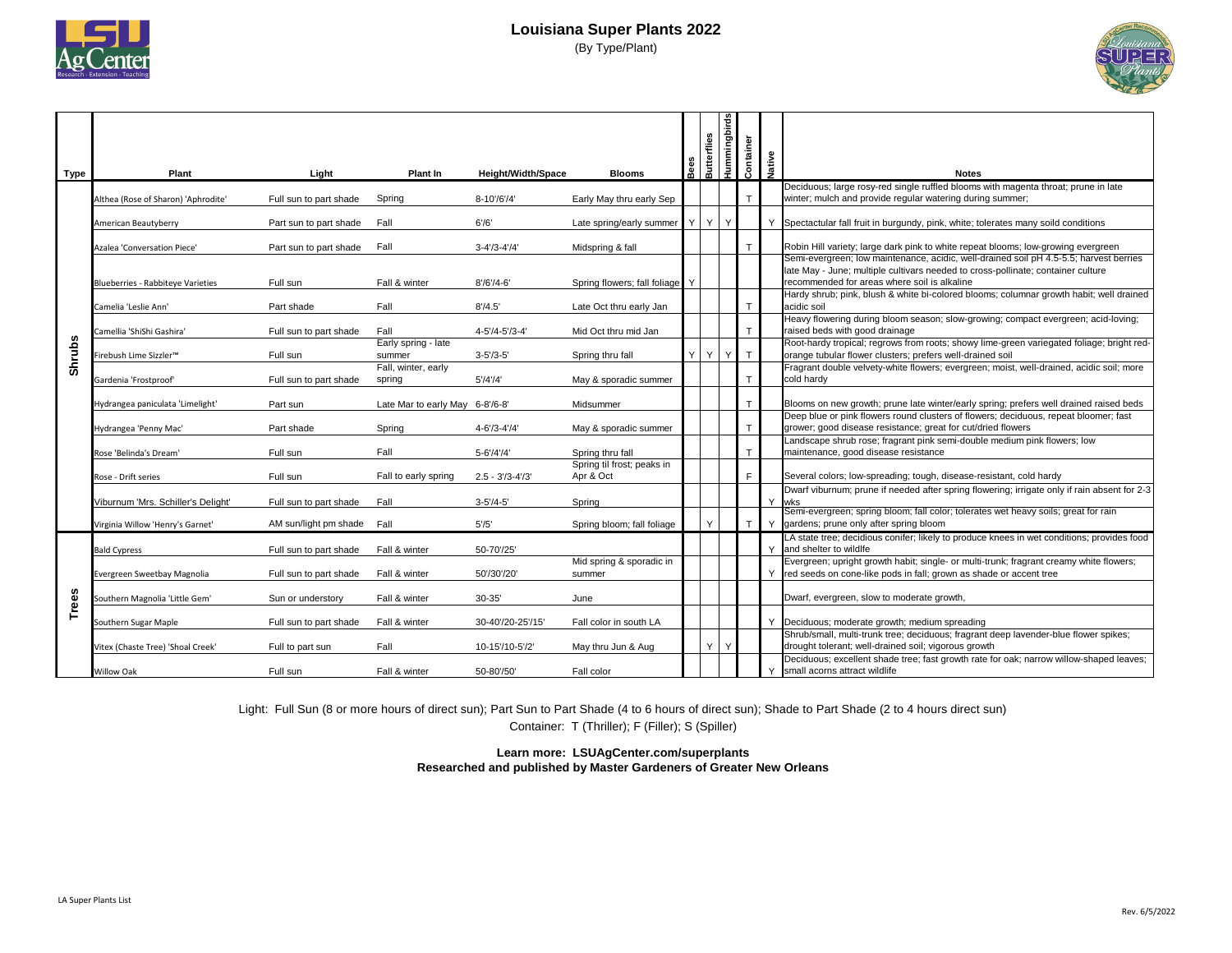# Louisiana Super Plants 2022

(By Type/Plant)

| Type | Plant | Light | Plant In | Height/Width/Space | Blooms | Bees | Butterflies | Hummingbirds | Container | Native | Notes |
|---|---|---|---|---|---|---|---|---|---|---|---|
| Shrubs | Althea (Rose of Sharon) 'Aphrodite' | Full sun to part shade | Spring | 8-10'/6'/4' | Early May thru early Sep | | | | T | | Deciduous; large rosy-red single ruffled blooms with magenta throat; prune in late winter; mulch and provide regular watering during summer; |
| | American Beautyberry | Part sun to part shade | Fall | 6'/6' | Late spring/early summer | Y | Y | Y | | Y | Spectactular fall fruit in burgundy, pink, white; tolerates many soild conditions |
| | Azalea 'Conversation Piece' | Part sun to part shade | Fall | 3-4'/3-4'/4' | Midspring & fall | | | | T | | Robin Hill variety; large dark pink to white repeat blooms; low-growing evergreen |
| | Blueberries - Rabbiteye Varieties | Full sun | Fall & winter | 8'/6'/4-6' | Spring flowers; fall foliage | Y | | | | | Semi-evergreen; low maintenance, acidic, well-drained soil pH 4.5-5.5; harvest berries late May - June; multiple cultivars needed to cross-pollinate; container culture recommended for areas where soil is alkaline |
| | Camelia 'Leslie Ann' | Part shade | Fall | 8'/4.5' | Late Oct thru early Jan | | | | T | | Hardy shrub; pink, blush & white bi-colored blooms; columnar growth habit; well drained acidic soil |
| | Camellia 'ShiShi Gashira' | Full sun to part shade | Fall | 4-5'/4-5'/3-4' | Mid Oct thru mid Jan | | | | T | | Heavy flowering during bloom season; slow-growing; compact evergreen; acid-loving; raised beds with good drainage |
| | Firebush Lime Sizzler™ | Full sun | Early spring - late summer | 3-5'/3-5' | Spring thru fall | Y | Y | Y | T | | Root-hardy tropical; regrows from roots; showy lime-green variegated foliage; bright red-orange tubular flower clusters; prefers well-drained soil |
| | Gardenia 'Frostproof' | Full sun to part shade | Fall, winter, early spring | 5'/4'/4' | May & sporadic summer | | | | T | | Fragrant double velvety-white flowers; evergreen; moist, well-drained, acidic soil; more cold hardy |
| | Hydrangea paniculata 'Limelight' | Part sun | Late Mar to early May | 6-8'/6-8' | Midsummer | | | | T | | Blooms on new growth; prune late winter/early spring; prefers well drained raised beds |
| | Hydrangea 'Penny Mac' | Part shade | Spring | 4-6'/3-4'/4' | May & sporadic summer | | | | T | | Deep blue or pink flowers round clusters of flowers; deciduous, repeat bloomer; fast grower; good disease resistance; great for cut/dried flowers |
| | Rose 'Belinda's Dream' | Full sun | Fall | 5-6'/4'/4' | Spring thru fall | | | | T | | Landscape shrub rose; fragrant pink semi-double medium pink flowers; low maintenance, good disease resistance |
| | Rose - Drift series | Full sun | Fall to early spring | 2.5 - 3'/3-4'/3' | Spring til frost; peaks in Apr & Oct | | | | F | | Several colors; low-spreading; tough, disease-resistant, cold hardy |
| | Viburnum 'Mrs. Schiller's Delight' | Full sun to part shade | Fall | 3-5'/4-5' | Spring | | | | | Y | Dwarf viburnum; prune if needed after spring flowering; irrigate only if rain absent for 2-3 wks |
| | Virginia Willow 'Henry's Garnet' | AM sun/light pm shade | Fall | 5'/5' | Spring bloom; fall foliage | | Y | | T | Y | Semi-evergreen; spring bloom; fall color; tolerates wet heavy soils; great for rain gardens; prune only after spring bloom |
| Trees | Bald Cypress | Full sun to part shade | Fall & winter | 50-70'/25' | | | | | | Y | LA state tree; decidious conifer; likely to produce knees in wet conditions; provides food and shelter to wildlfe |
| | Evergreen Sweetbay Magnolia | Full sun to part shade | Fall & winter | 50'/30'/20' | Mid spring & sporadic in summer | | | | | Y | Evergreen; upright growth habit; single- or multi-trunk; fragrant creamy white flowers; red seeds on cone-like pods in fall; grown as shade or accent tree |
| | Southern Magnolia 'Little Gem' | Sun or understory | Fall & winter | 30-35' | June | | | | | | Dwarf, evergreen, slow to moderate growth, |
| | Southern Sugar Maple | Full sun to part shade | Fall & winter | 30-40'/20-25'/15' | Fall color in south LA | | | | | Y | Deciduous; moderate growth; medium spreading |
| | Vitex (Chaste Tree) 'Shoal Creek' | Full to part sun | Fall | 10-15'/10-5'/2' | May thru Jun & Aug | | Y | Y | | | Shrub/small, multi-trunk tree; deciduous; fragrant deep lavender-blue flower spikes; drought tolerant; well-drained soil; vigorous growth |
| | Willow Oak | Full sun | Fall & winter | 50-80'/50' | Fall color | | | | | Y | Deciduous; excellent shade tree; fast growth rate for oak; narrow willow-shaped leaves; small acorns attract wildlife |

Light: Full Sun (8 or more hours of direct sun); Part Sun to Part Shade (4 to 6 hours of direct sun); Shade to Part Shade (2 to 4 hours direct sun)

Container: T (Thriller); F (Filler); S (Spiller)

**Learn more: LSUAgCenter.com/superplants**

**Researched and published by Master Gardeners of Greater New Orleans**

LA Super Plants List

Rev. 6/5/2022